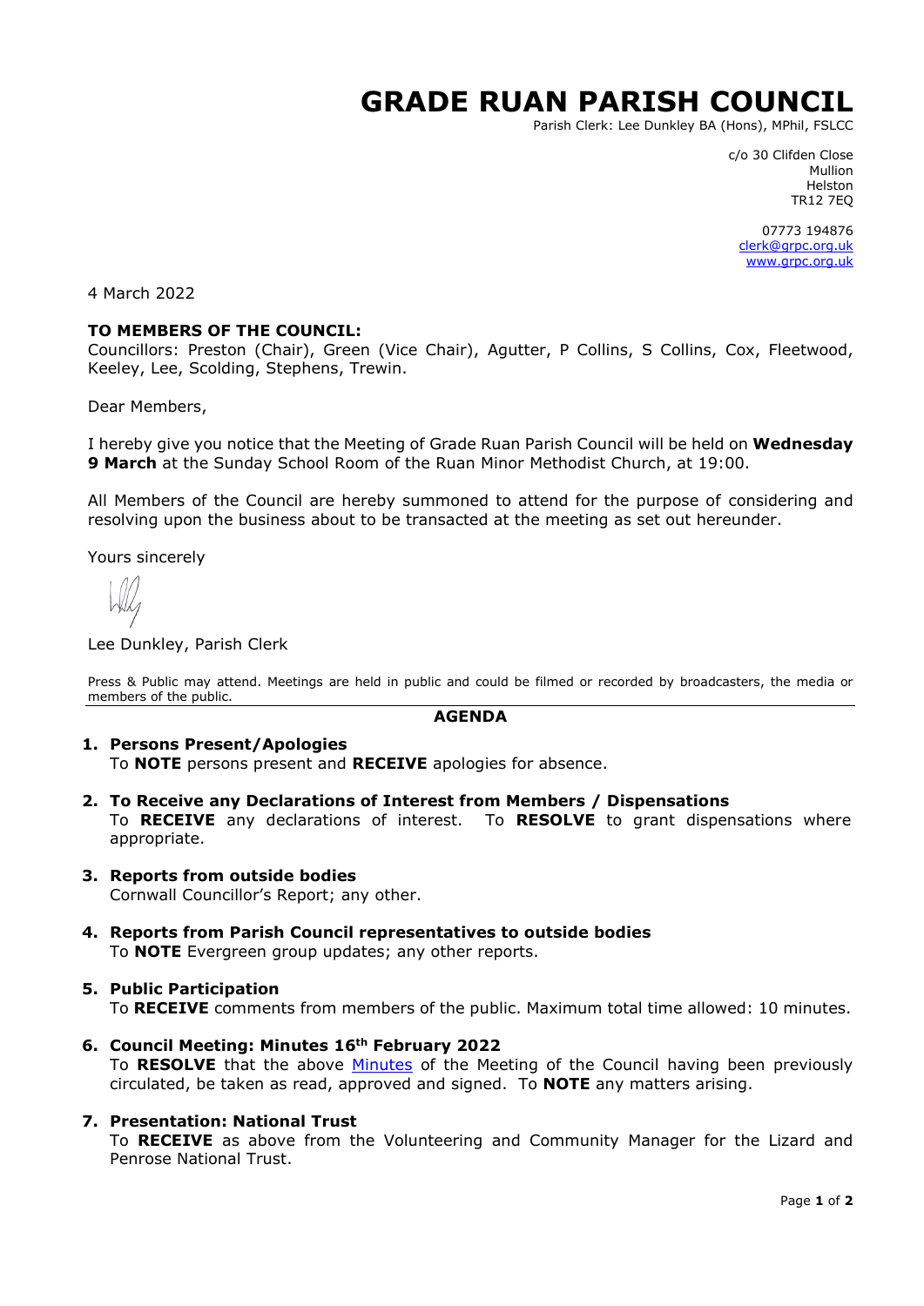# GRADE RUAN PARISH COUNCIL

Parish Clerk: Lee Dunkley BA (Hons), MPhil, FSLCC

c/o 30 Clifden Close
Mullion
Helston
TR12 7EQ

07773 194876
clerk@grpc.org.uk
www.grpc.org.uk

4 March 2022

**TO MEMBERS OF THE COUNCIL:**
Councillors: Preston (Chair), Green (Vice Chair), Agutter, P Collins, S Collins, Cox, Fleetwood, Keeley, Lee, Scolding, Stephens, Trewin.

Dear Members,

I hereby give you notice that the Meeting of Grade Ruan Parish Council will be held on **Wednesday 9 March** at the Sunday School Room of the Ruan Minor Methodist Church, at 19:00.

All Members of the Council are hereby summoned to attend for the purpose of considering and resolving upon the business about to be transacted at the meeting as set out hereunder.

Yours sincerely

Lee Dunkley, Parish Clerk

Press & Public may attend. Meetings are held in public and could be filmed or recorded by broadcasters, the media or members of the public.

## AGENDA

1. **Persons Present/Apologies**
   To **NOTE** persons present and **RECEIVE** apologies for absence.

2. **To Receive any Declarations of Interest from Members / Dispensations**
   To **RECEIVE** any declarations of interest. To **RESOLVE** to grant dispensations where appropriate.

3. **Reports from outside bodies**
   Cornwall Councillor's Report; any other.

4. **Reports from Parish Council representatives to outside bodies**
   To **NOTE** Evergreen group updates; any other reports.

5. **Public Participation**
   To **RECEIVE** comments from members of the public. Maximum total time allowed: 10 minutes.

6. **Council Meeting: Minutes 16th February 2022**
   To **RESOLVE** that the above Minutes of the Meeting of the Council having been previously circulated, be taken as read, approved and signed. To **NOTE** any matters arising.

7. **Presentation: National Trust**
   To **RECEIVE** as above from the Volunteering and Community Manager for the Lizard and Penrose National Trust.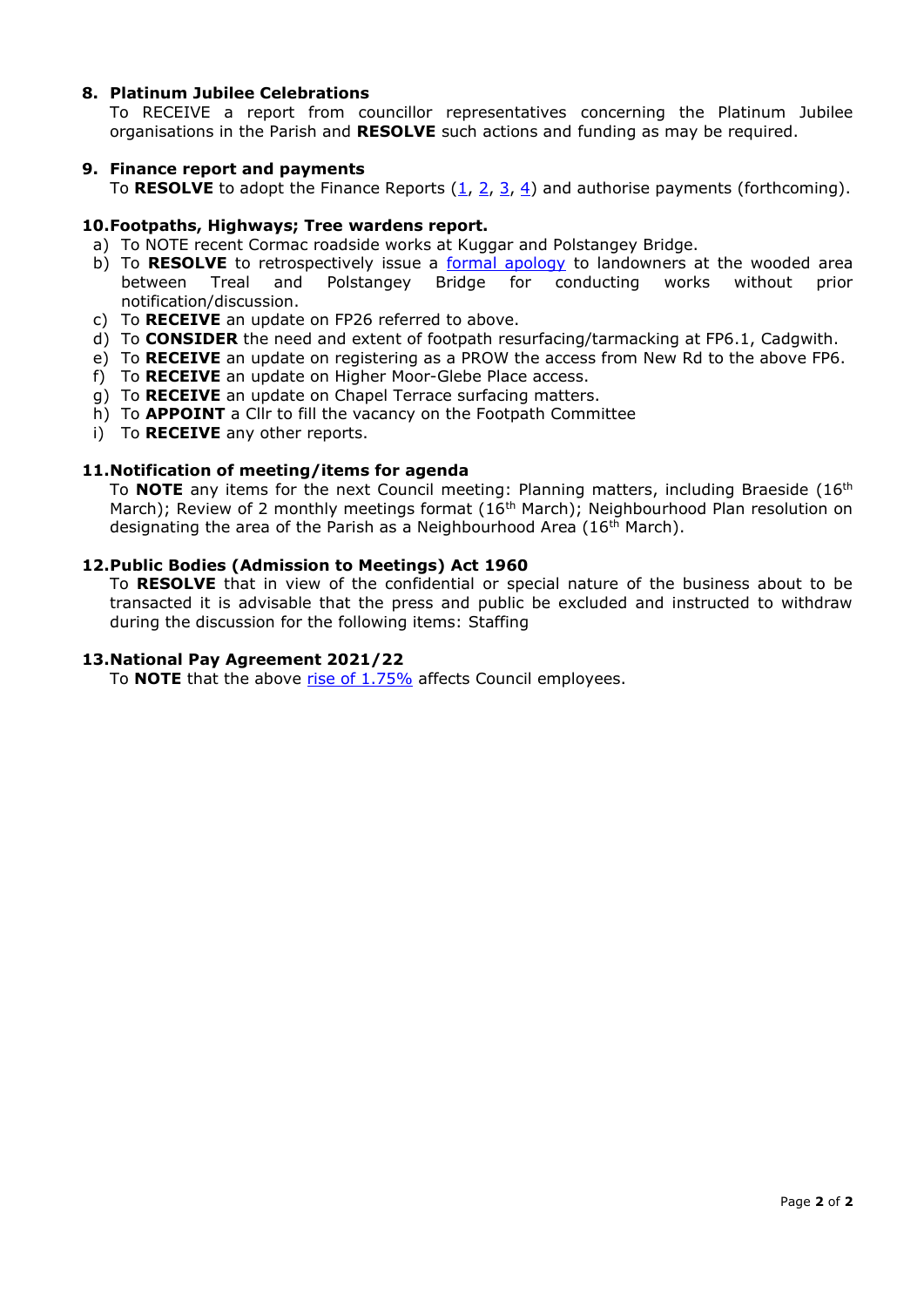## 8. Platinum Jubilee Celebrations

To RECEIVE a report from councillor representatives concerning the Platinum Jubilee organisations in the Parish and **RESOLVE** such actions and funding as may be required.

## 9. Finance report and payments

To **RESOLVE** to adopt the Finance Reports (1, 2, 3, 4) and authorise payments (forthcoming).

## 10. Footpaths, Highways; Tree wardens report.

a) To NOTE recent Cormac roadside works at Kuggar and Polstangey Bridge.
b) To **RESOLVE** to retrospectively issue a formal apology to landowners at the wooded area between Treal and Polstangey Bridge for conducting works without prior notification/discussion.
c) To **RECEIVE** an update on FP26 referred to above.
d) To **CONSIDER** the need and extent of footpath resurfacing/tarmacking at FP6.1, Cadgwith.
e) To **RECEIVE** an update on registering as a PROW the access from New Rd to the above FP6.
f) To **RECEIVE** an update on Higher Moor-Glebe Place access.
g) To **RECEIVE** an update on Chapel Terrace surfacing matters.
h) To **APPOINT** a Cllr to fill the vacancy on the Footpath Committee
i) To **RECEIVE** any other reports.

## 11. Notification of meeting/items for agenda

To **NOTE** any items for the next Council meeting: Planning matters, including Braeside (16th March); Review of 2 monthly meetings format (16th March); Neighbourhood Plan resolution on designating the area of the Parish as a Neighbourhood Area (16th March).

## 12. Public Bodies (Admission to Meetings) Act 1960

To **RESOLVE** that in view of the confidential or special nature of the business about to be transacted it is advisable that the press and public be excluded and instructed to withdraw during the discussion for the following items: Staffing

## 13. National Pay Agreement 2021/22

To **NOTE** that the above rise of 1.75% affects Council employees.